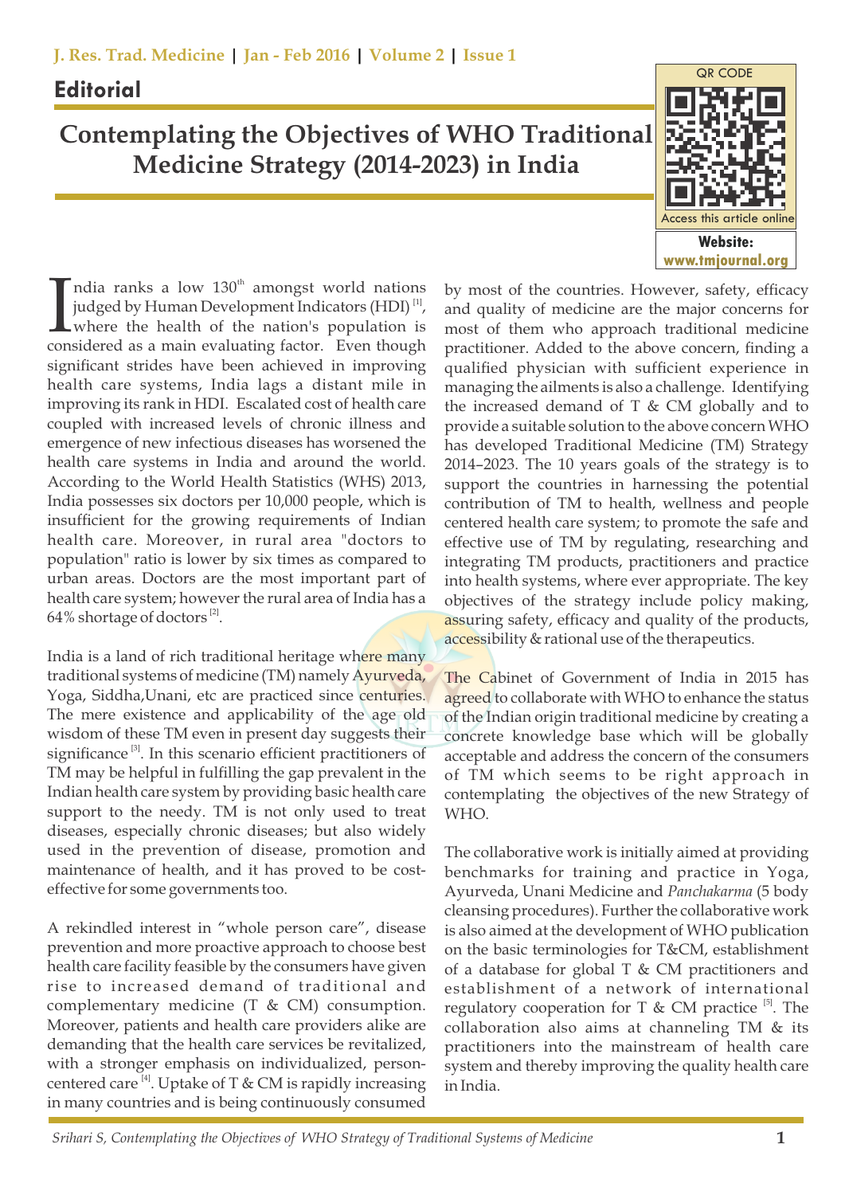## Editorial

# Contemplating the Objectives of WHO Traditional Medicine Strategy (2014-2023) in India

India ranks a low 130th amongst world nations judged by Human Development Indicators (HDI) [1], where the health of the nation's population is considered as a main evaluating factor. Even though significant strides have been achieved in improving health care systems, India lags a distant mile in improving its rank in HDI. Escalated cost of health care coupled with increased levels of chronic illness and emergence of new infectious diseases has worsened the health care systems in India and around the world. According to the World Health Statistics (WHS) 2013, India possesses six doctors per 10,000 people, which is insufficient for the growing requirements of Indian health care. Moreover, in rural area "doctors to population" ratio is lower by six times as compared to urban areas. Doctors are the most important part of health care system; however the rural area of India has a 64% shortage of doctors [2].

India is a land of rich traditional heritage where many traditional systems of medicine (TM) namely Ayurveda, Yoga, Siddha,Unani, etc are practiced since centuries. The mere existence and applicability of the age old wisdom of these TM even in present day suggests their significance [3]. In this scenario efficient practitioners of TM may be helpful in fulfilling the gap prevalent in the Indian health care system by providing basic health care support to the needy. TM is not only used to treat diseases, especially chronic diseases; but also widely used in the prevention of disease, promotion and maintenance of health, and it has proved to be cost-effective for some governments too.

A rekindled interest in "whole person care", disease prevention and more proactive approach to choose best health care facility feasible by the consumers have given rise to increased demand of traditional and complementary medicine (T & CM) consumption. Moreover, patients and health care providers alike are demanding that the health care services be revitalized, with a stronger emphasis on individualized, person-centered care [4]. Uptake of T & CM is rapidly increasing in many countries and is being continuously consumed by most of the countries. However, safety, efficacy and quality of medicine are the major concerns for most of them who approach traditional medicine practitioner. Added to the above concern, finding a qualified physician with sufficient experience in managing the ailments is also a challenge. Identifying the increased demand of T & CM globally and to provide a suitable solution to the above concern WHO has developed Traditional Medicine (TM) Strategy 2014–2023. The 10 years goals of the strategy is to support the countries in harnessing the potential contribution of TM to health, wellness and people centered health care system; to promote the safe and effective use of TM by regulating, researching and integrating TM products, practitioners and practice into health systems, where ever appropriate. The key objectives of the strategy include policy making, assuring safety, efficacy and quality of the products, accessibility & rational use of the therapeutics.

The Cabinet of Government of India in 2015 has agreed to collaborate with WHO to enhance the status of the Indian origin traditional medicine by creating a concrete knowledge base which will be globally acceptable and address the concern of the consumers of TM which seems to be right approach in contemplating the objectives of the new Strategy of WHO.

The collaborative work is initially aimed at providing benchmarks for training and practice in Yoga, Ayurveda, Unani Medicine and *Panchakarma* (5 body cleansing procedures). Further the collaborative work is also aimed at the development of WHO publication on the basic terminologies for T&CM, establishment of a database for global T & CM practitioners and establishment of a network of international regulatory cooperation for T & CM practice [5]. The collaboration also aims at channeling TM & its practitioners into the mainstream of health care system and thereby improving the quality health care in India.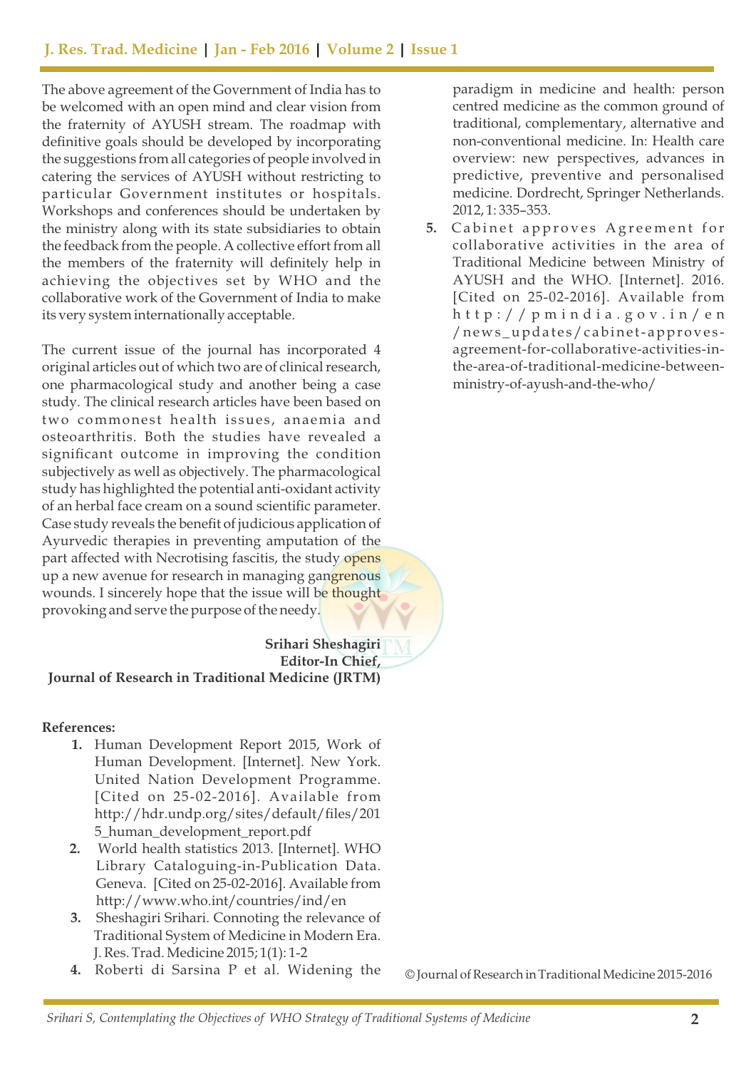The above agreement of the Government of India has to be welcomed with an open mind and clear vision from the fraternity of AYUSH stream. The roadmap with definitive goals should be developed by incorporating the suggestions from all categories of people involved in catering the services of AYUSH without restricting to particular Government institutes or hospitals. Workshops and conferences should be undertaken by the ministry along with its state subsidiaries to obtain the feedback from the people. A collective effort from all the members of the fraternity will definitely help in achieving the objectives set by WHO and the collaborative work of the Government of India to make its very system internationally acceptable.

The current issue of the journal has incorporated 4 original articles out of which two are of clinical research, one pharmacological study and another being a case study. The clinical research articles have been based on two commonest health issues, anaemia and osteoarthritis. Both the studies have revealed a significant outcome in improving the condition subjectively as well as objectively. The pharmacological study has highlighted the potential anti-oxidant activity of an herbal face cream on a sound scientific parameter. Case study reveals the benefit of judicious application of Ayurvedic therapies in preventing amputation of the part affected with Necrotising fascitis, the study opens up a new avenue for research in managing gangrenous wounds. I sincerely hope that the issue will be thought provoking and serve the purpose of the needy.

**Srihari Sheshagiri**
**Editor-In Chief,**
**Journal of Research in Traditional Medicine (JRTM)**

**References:**

1. Human Development Report 2015, Work of Human Development. [Internet]. New York. United Nation Development Programme. [Cited on 25-02-2016]. Available from http://hdr.undp.org/sites/default/files/2015_human_development_report.pdf
2. World health statistics 2013. [Internet]. WHO Library Cataloguing-in-Publication Data. Geneva. [Cited on 25-02-2016]. Available from http://www.who.int/countries/ind/en
3. Sheshagiri Srihari. Connoting the relevance of Traditional System of Medicine in Modern Era. J. Res. Trad. Medicine 2015; 1(1): 1-2
4. Roberti di Sarsina P et al. Widening the paradigm in medicine and health: person centred medicine as the common ground of traditional, complementary, alternative and non-conventional medicine. In: Health care overview: new perspectives, advances in predictive, preventive and personalised medicine. Dordrecht, Springer Netherlands. 2012, 1: 335–353.
5. Cabinet approves Agreement for collaborative activities in the area of Traditional Medicine between Ministry of AYUSH and the WHO. [Internet]. 2016. [Cited on 25-02-2016]. Available from http://pmindia.gov.in/en/news_updates/cabinet-approves-agreement-for-collaborative-activities-in-the-area-of-traditional-medicine-between-ministry-of-ayush-and-the-who/

© Journal of Research in Traditional Medicine 2015-2016